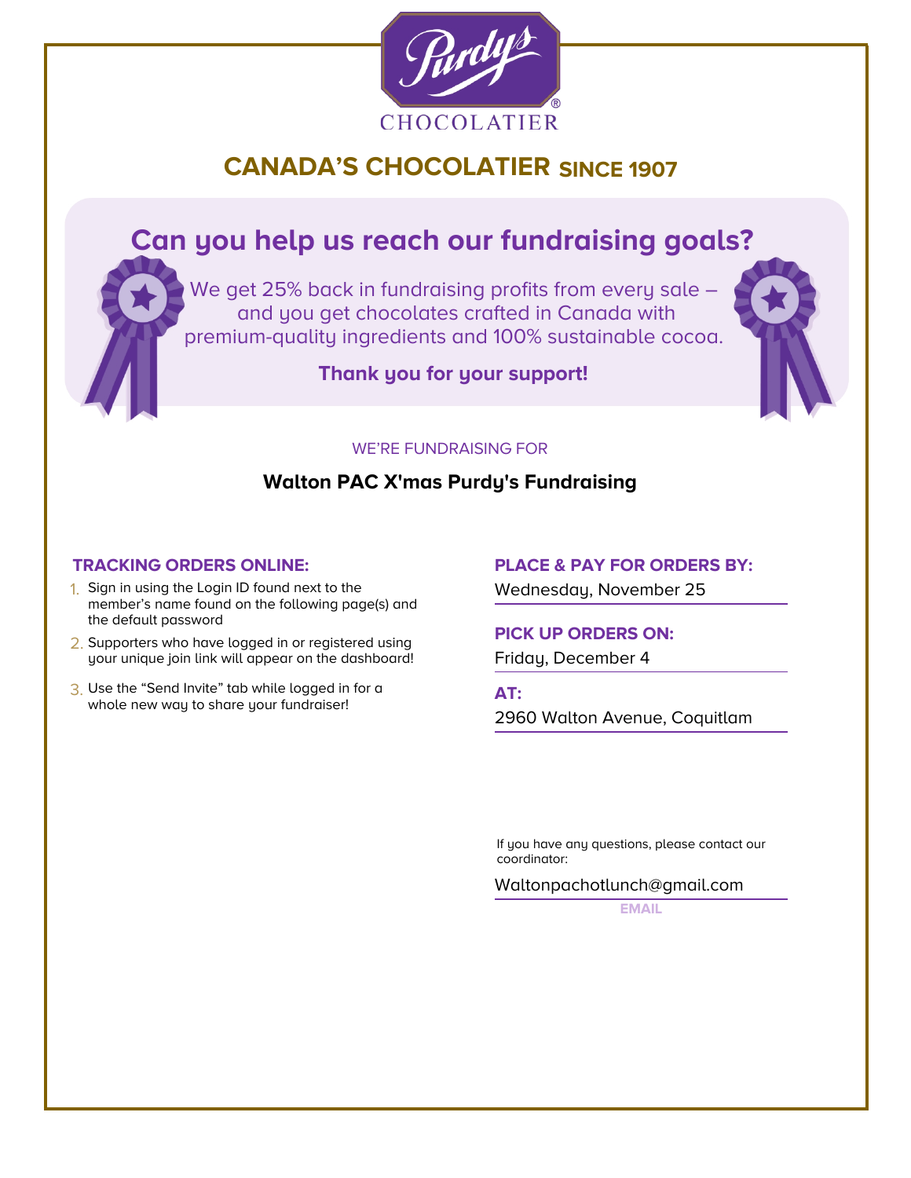Purdy's® CHOCOLATIER

# CANADA'S CHOCOLATIER SINCE 1907

## Can you help us reach our fundraising goals?

We get 25% back in fundraising profits from every sale – and you get chocolates crafted in Canada with premium-quality ingredients and 100% sustainable cocoa.

**Thank you for your support!**

WE'RE FUNDRAISING FOR

**Walton PAC X'mas Purdy's Fundraising**

### TRACKING ORDERS ONLINE:

1. Sign in using the Login ID found next to the member's name found on the following page(s) and the default password
2. Supporters who have logged in or registered using your unique join link will appear on the dashboard!
3. Use the "Send Invite" tab while logged in for a whole new way to share your fundraiser!

### PLACE & PAY FOR ORDERS BY:

Wednesday, November 25

### PICK UP ORDERS ON:

Friday, December 4

### AT:

2960 Walton Avenue, Coquitlam

If you have any questions, please contact our coordinator:

Waltonpachotlunch@gmail.com

EMAIL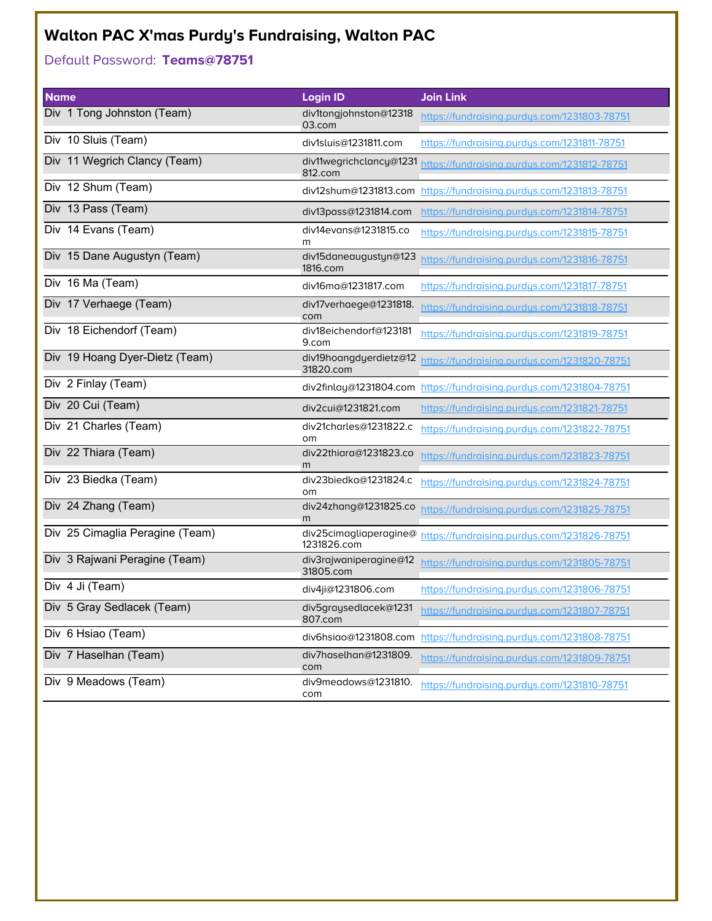# Walton PAC X'mas Purdy's Fundraising, Walton PAC

Default Password: **Teams@78751**

| Name | Login ID | Join Link |
| --- | --- | --- |
| Div 1 Tong Johnston (Team) | div1tongjohnston@1231803.com | https://fundraising.purdys.com/1231803-78751 |
| Div 10 Sluis (Team) | div1sluis@1231811.com | https://fundraising.purdys.com/1231811-78751 |
| Div 11 Wegrich Clancy (Team) | div11wegrichclancy@1231812.com | https://fundraising.purdys.com/1231812-78751 |
| Div 12 Shum (Team) | div12shum@1231813.com | https://fundraising.purdys.com/1231813-78751 |
| Div 13 Pass (Team) | div13pass@1231814.com | https://fundraising.purdys.com/1231814-78751 |
| Div 14 Evans (Team) | div14evans@1231815.com | https://fundraising.purdys.com/1231815-78751 |
| Div 15 Dane Augustyn (Team) | div15daneaugustyn@1231816.com | https://fundraising.purdys.com/1231816-78751 |
| Div 16 Ma (Team) | div16ma@1231817.com | https://fundraising.purdys.com/1231817-78751 |
| Div 17 Verhaege (Team) | div17verhaege@1231818.com | https://fundraising.purdys.com/1231818-78751 |
| Div 18 Eichendorf (Team) | div18eichendorf@1231819.com | https://fundraising.purdys.com/1231819-78751 |
| Div 19 Hoang Dyer-Dietz (Team) | div19hoangdyerdietz@1231820.com | https://fundraising.purdys.com/1231820-78751 |
| Div 2 Finlay (Team) | div2finlay@1231804.com | https://fundraising.purdys.com/1231804-78751 |
| Div 20 Cui (Team) | div2cui@1231821.com | https://fundraising.purdys.com/1231821-78751 |
| Div 21 Charles (Team) | div21charles@1231822.com | https://fundraising.purdys.com/1231822-78751 |
| Div 22 Thiara (Team) | div22thiara@1231823.com | https://fundraising.purdys.com/1231823-78751 |
| Div 23 Biedka (Team) | div23biedka@1231824.com | https://fundraising.purdys.com/1231824-78751 |
| Div 24 Zhang (Team) | div24zhang@1231825.com | https://fundraising.purdys.com/1231825-78751 |
| Div 25 Cimaglia Peragine (Team) | div25cimagliaperagine@1231826.com | https://fundraising.purdys.com/1231826-78751 |
| Div 3 Rajwani Peragine (Team) | div3rajwaniperagine@1231805.com | https://fundraising.purdys.com/1231805-78751 |
| Div 4 Ji (Team) | div4ji@1231806.com | https://fundraising.purdys.com/1231806-78751 |
| Div 5 Gray Sedlacek (Team) | div5graysedlacek@1231807.com | https://fundraising.purdys.com/1231807-78751 |
| Div 6 Hsiao (Team) | div6hsiao@1231808.com | https://fundraising.purdys.com/1231808-78751 |
| Div 7 Haselhan (Team) | div7haselhan@1231809.com | https://fundraising.purdys.com/1231809-78751 |
| Div 9 Meadows (Team) | div9meadows@1231810.com | https://fundraising.purdys.com/1231810-78751 |